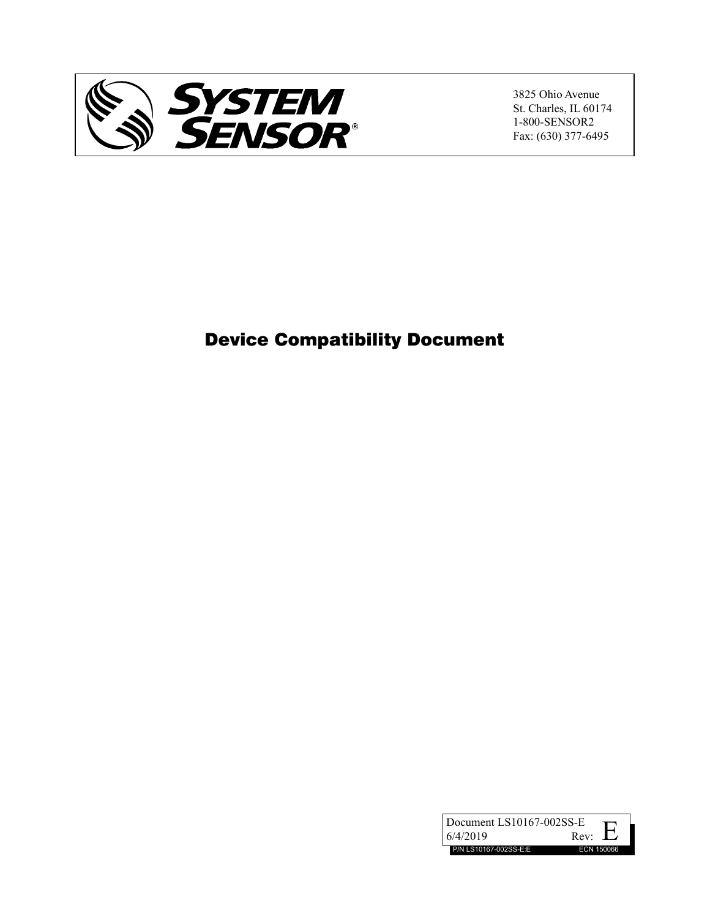SYSTEM SENSOR®

3825 Ohio Avenue
St. Charles, IL 60174
1-800-SENSOR2
Fax: (630) 377-6495

# Device Compatibility Document

Document LS10167-002SS-E
6/4/2019 Rev: E
P/N LS10167-002SS-E:E ECN 150066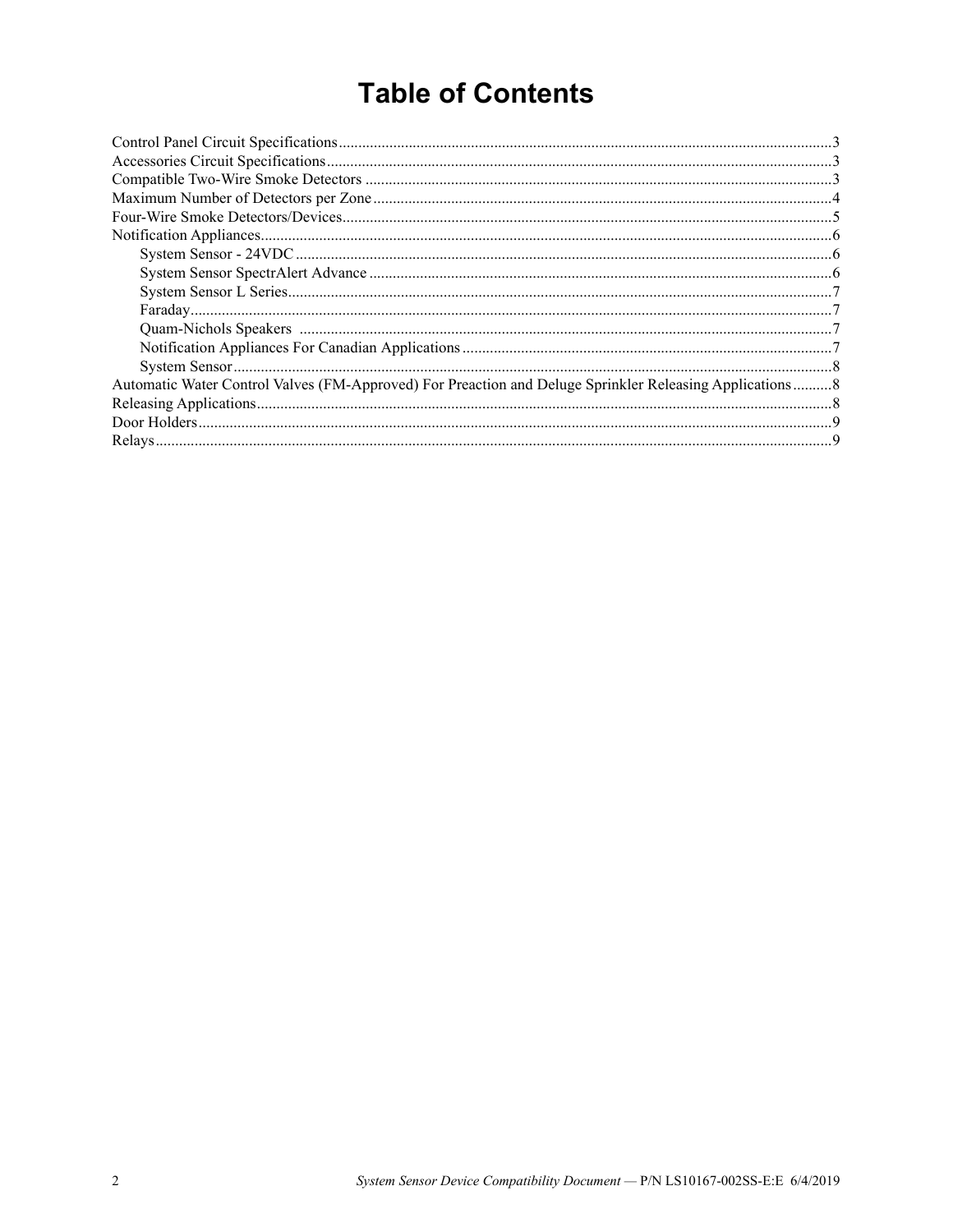# Table of Contents

Control Panel Circuit Specifications ... 3
Accessories Circuit Specifications ... 3
Compatible Two-Wire Smoke Detectors ... 3
Maximum Number of Detectors per Zone ... 4
Four-Wire Smoke Detectors/Devices ... 5
Notification Appliances ... 6
- System Sensor - 24VDC ... 6
- System Sensor SpectrAlert Advance ... 6
- System Sensor L Series ... 7
- Faraday ... 7
- Quam-Nichols Speakers ... 7
- Notification Appliances For Canadian Applications ... 7
- System Sensor ... 8

Automatic Water Control Valves (FM-Approved) For Preaction and Deluge Sprinkler Releasing Applications ... 8
Releasing Applications ... 8
Door Holders ... 9
Relays ... 9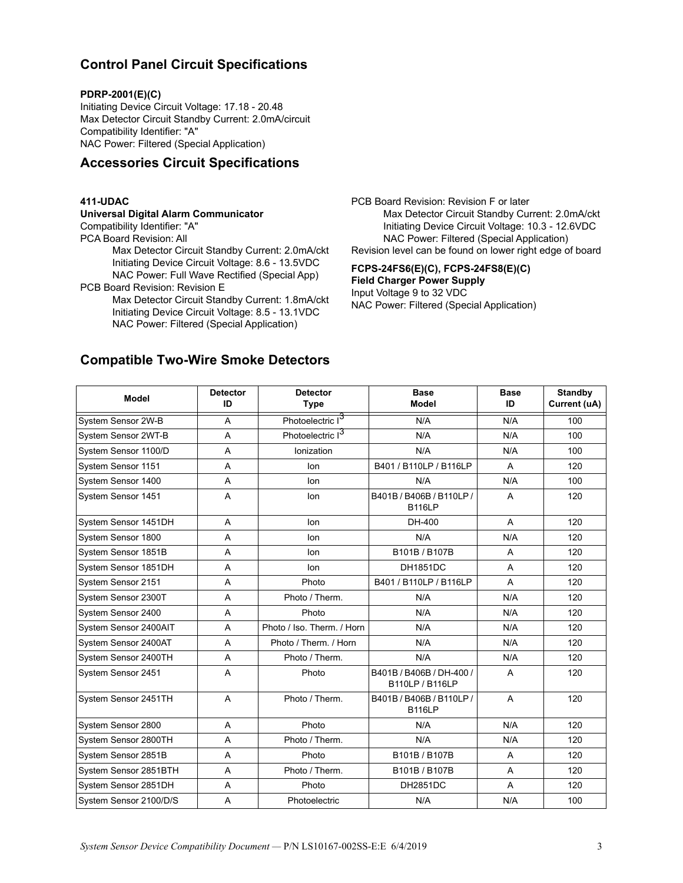## Control Panel Circuit Specifications

**PDRP-2001(E)(C)**
Initiating Device Circuit Voltage: 17.18 - 20.48
Max Detector Circuit Standby Current: 2.0mA/circuit
Compatibility Identifier: "A"
NAC Power: Filtered (Special Application)

## Accessories Circuit Specifications

**411-UDAC**
**Universal Digital Alarm Communicator**
Compatibility Identifier: "A"
PCA Board Revision: All
Max Detector Circuit Standby Current: 2.0mA/ckt
Initiating Device Circuit Voltage: 8.6 - 13.5VDC
NAC Power: Full Wave Rectified (Special App)
PCB Board Revision: Revision E
Max Detector Circuit Standby Current: 1.8mA/ckt
Initiating Device Circuit Voltage: 8.5 - 13.1VDC
NAC Power: Filtered (Special Application)
PCB Board Revision: Revision F or later
Max Detector Circuit Standby Current: 2.0mA/ckt
Initiating Device Circuit Voltage: 10.3 - 12.6VDC
NAC Power: Filtered (Special Application)
Revision level can be found on lower right edge of board

**FCPS-24FS6(E)(C), FCPS-24FS8(E)(C)**
**Field Charger Power Supply**
Input Voltage 9 to 32 VDC
NAC Power: Filtered (Special Application)

## Compatible Two-Wire Smoke Detectors

| Model | Detector ID | Detector Type | Base Model | Base ID | Standby Current (uA) |
|---|---|---|---|---|---|
| System Sensor 2W-B | A | Photoelectric I[3] | N/A | N/A | 100 |
| System Sensor 2WT-B | A | Photoelectric I[3] | N/A | N/A | 100 |
| System Sensor 1100/D | A | Ionization | N/A | N/A | 100 |
| System Sensor 1151 | A | Ion | B401 / B110LP / B116LP | A | 120 |
| System Sensor 1400 | A | Ion | N/A | N/A | 100 |
| System Sensor 1451 | A | Ion | B401B / B406B / B110LP / B116LP | A | 120 |
| System Sensor 1451DH | A | Ion | DH-400 | A | 120 |
| System Sensor 1800 | A | Ion | N/A | N/A | 120 |
| System Sensor 1851B | A | Ion | B101B / B107B | A | 120 |
| System Sensor 1851DH | A | Ion | DH1851DC | A | 120 |
| System Sensor 2151 | A | Photo | B401 / B110LP / B116LP | A | 120 |
| System Sensor 2300T | A | Photo / Therm. | N/A | N/A | 120 |
| System Sensor 2400 | A | Photo | N/A | N/A | 120 |
| System Sensor 2400AIT | A | Photo / Iso. Therm. / Horn | N/A | N/A | 120 |
| System Sensor 2400AT | A | Photo / Therm. / Horn | N/A | N/A | 120 |
| System Sensor 2400TH | A | Photo / Therm. | N/A | N/A | 120 |
| System Sensor 2451 | A | Photo | B401B / B406B / DH-400 / B110LP / B116LP | A | 120 |
| System Sensor 2451TH | A | Photo / Therm. | B401B / B406B / B110LP / B116LP | A | 120 |
| System Sensor 2800 | A | Photo | N/A | N/A | 120 |
| System Sensor 2800TH | A | Photo / Therm. | N/A | N/A | 120 |
| System Sensor 2851B | A | Photo | B101B / B107B | A | 120 |
| System Sensor 2851BTH | A | Photo / Therm. | B101B / B107B | A | 120 |
| System Sensor 2851DH | A | Photo | DH2851DC | A | 120 |
| System Sensor 2100/D/S | A | Photoelectric | N/A | N/A | 100 |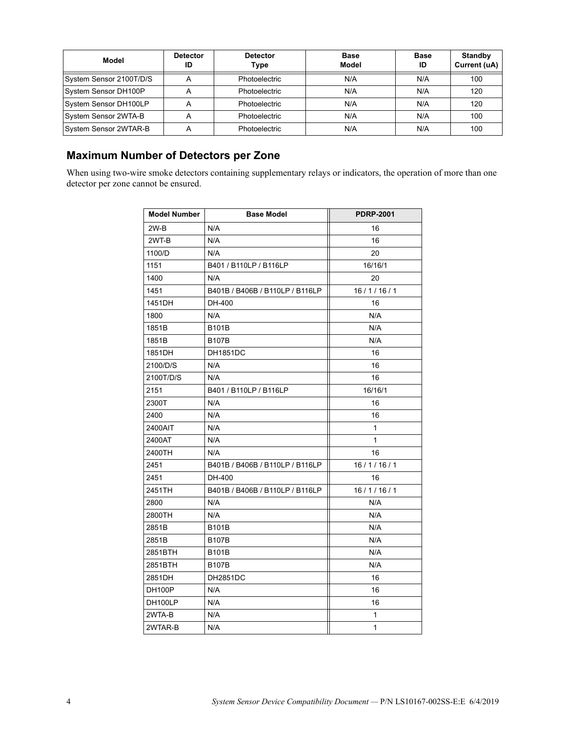| Model | Detector ID | Detector Type | Base Model | Base ID | Standby Current (uA) |
|---|---|---|---|---|---|
| System Sensor 2100T/D/S | A | Photoelectric | N/A | N/A | 100 |
| System Sensor DH100P | A | Photoelectric | N/A | N/A | 120 |
| System Sensor DH100LP | A | Photoelectric | N/A | N/A | 120 |
| System Sensor 2WTA-B | A | Photoelectric | N/A | N/A | 100 |
| System Sensor 2WTAR-B | A | Photoelectric | N/A | N/A | 100 |

## Maximum Number of Detectors per Zone

When using two-wire smoke detectors containing supplementary relays or indicators, the operation of more than one detector per zone cannot be ensured.

| Model Number | Base Model | PDRP-2001 |
|---|---|---|
| 2W-B | N/A | 16 |
| 2WT-B | N/A | 16 |
| 1100/D | N/A | 20 |
| 1151 | B401 / B110LP / B116LP | 16/16/1 |
| 1400 | N/A | 20 |
| 1451 | B401B / B406B / B110LP / B116LP | 16 / 1 / 16 / 1 |
| 1451DH | DH-400 | 16 |
| 1800 | N/A | N/A |
| 1851B | B101B | N/A |
| 1851B | B107B | N/A |
| 1851DH | DH1851DC | 16 |
| 2100/D/S | N/A | 16 |
| 2100T/D/S | N/A | 16 |
| 2151 | B401 / B110LP / B116LP | 16/16/1 |
| 2300T | N/A | 16 |
| 2400 | N/A | 16 |
| 2400AIT | N/A | 1 |
| 2400AT | N/A | 1 |
| 2400TH | N/A | 16 |
| 2451 | B401B / B406B / B110LP / B116LP | 16 / 1 / 16 / 1 |
| 2451 | DH-400 | 16 |
| 2451TH | B401B / B406B / B110LP / B116LP | 16 / 1 / 16 / 1 |
| 2800 | N/A | N/A |
| 2800TH | N/A | N/A |
| 2851B | B101B | N/A |
| 2851B | B107B | N/A |
| 2851BTH | B101B | N/A |
| 2851BTH | B107B | N/A |
| 2851DH | DH2851DC | 16 |
| DH100P | N/A | 16 |
| DH100LP | N/A | 16 |
| 2WTA-B | N/A | 1 |
| 2WTAR-B | N/A | 1 |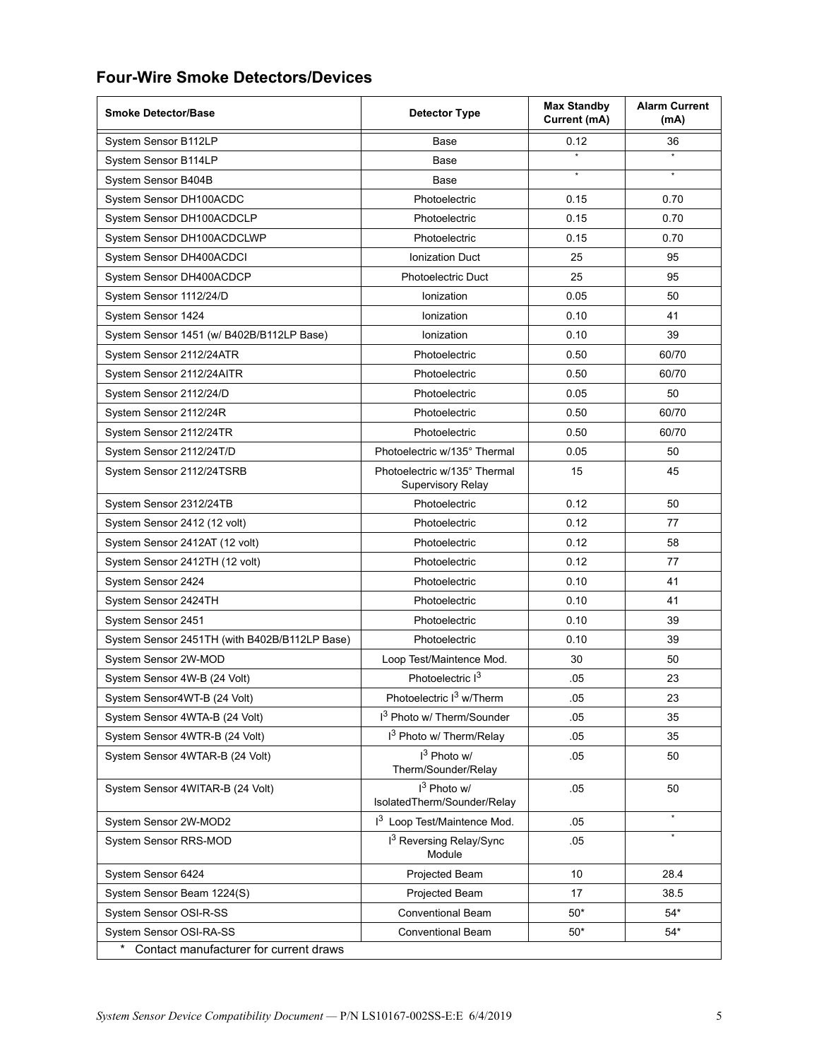## Four-Wire Smoke Detectors/Devices

| Smoke Detector/Base | Detector Type | Max Standby Current (mA) | Alarm Current (mA) |
|---|---|---|---|
| System Sensor B112LP | Base | 0.12 | 36 |
| System Sensor B114LP | Base | * | * |
| System Sensor B404B | Base | * | * |
| System Sensor DH100ACDC | Photoelectric | 0.15 | 0.70 |
| System Sensor DH100ACDCLP | Photoelectric | 0.15 | 0.70 |
| System Sensor DH100ACDCLWP | Photoelectric | 0.15 | 0.70 |
| System Sensor DH400ACDCI | Ionization Duct | 25 | 95 |
| System Sensor DH400ACDCP | Photoelectric Duct | 25 | 95 |
| System Sensor 1112/24/D | Ionization | 0.05 | 50 |
| System Sensor 1424 | Ionization | 0.10 | 41 |
| System Sensor 1451 (w/ B402B/B112LP Base) | Ionization | 0.10 | 39 |
| System Sensor 2112/24ATR | Photoelectric | 0.50 | 60/70 |
| System Sensor 2112/24AITR | Photoelectric | 0.50 | 60/70 |
| System Sensor 2112/24/D | Photoelectric | 0.05 | 50 |
| System Sensor 2112/24R | Photoelectric | 0.50 | 60/70 |
| System Sensor 2112/24TR | Photoelectric | 0.50 | 60/70 |
| System Sensor 2112/24T/D | Photoelectric w/135° Thermal | 0.05 | 50 |
| System Sensor 2112/24TSRB | Photoelectric w/135° Thermal Supervisory Relay | 15 | 45 |
| System Sensor 2312/24TB | Photoelectric | 0.12 | 50 |
| System Sensor 2412 (12 volt) | Photoelectric | 0.12 | 77 |
| System Sensor 2412AT (12 volt) | Photoelectric | 0.12 | 58 |
| System Sensor 2412TH (12 volt) | Photoelectric | 0.12 | 77 |
| System Sensor 2424 | Photoelectric | 0.10 | 41 |
| System Sensor 2424TH | Photoelectric | 0.10 | 41 |
| System Sensor 2451 | Photoelectric | 0.10 | 39 |
| System Sensor 2451TH (with B402B/B112LP Base) | Photoelectric | 0.10 | 39 |
| System Sensor 2W-MOD | Loop Test/Maintence Mod. | 30 | 50 |
| System Sensor 4W-B (24 Volt) | Photoelectric $I^3$ | .05 | 23 |
| System Sensor4WT-B (24 Volt) | Photoelectric $I^3$ w/Therm | .05 | 23 |
| System Sensor 4WTA-B (24 Volt) | $I^3$ Photo w/ Therm/Sounder | .05 | 35 |
| System Sensor 4WTR-B (24 Volt) | $I^3$ Photo w/ Therm/Relay | .05 | 35 |
| System Sensor 4WTAR-B (24 Volt) | $I^3$ Photo w/ Therm/Sounder/Relay | .05 | 50 |
| System Sensor 4WITAR-B (24 Volt) | $I^3$ Photo w/ IsolatedTherm/Sounder/Relay | .05 | 50 |
| System Sensor 2W-MOD2 | $I^3$ Loop Test/Maintence Mod. | .05 | * |
| System Sensor RRS-MOD | $I^3$ Reversing Relay/Sync Module | .05 | * |
| System Sensor 6424 | Projected Beam | 10 | 28.4 |
| System Sensor Beam 1224(S) | Projected Beam | 17 | 38.5 |
| System Sensor OSI-R-SS | Conventional Beam | 50* | 54* |
| System Sensor OSI-RA-SS | Conventional Beam | 50* | 54* |

\* Contact manufacturer for current draws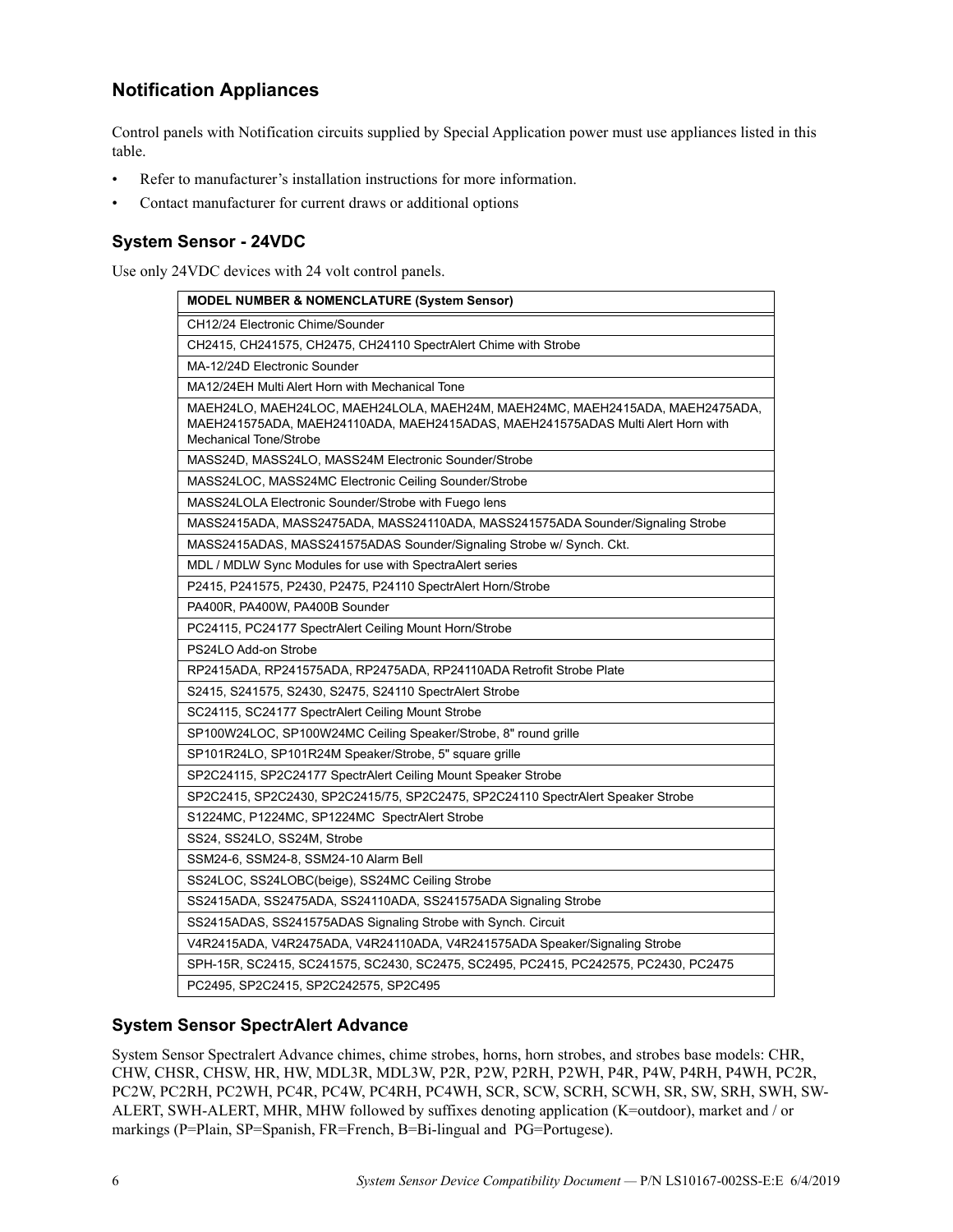## Notification Appliances

Control panels with Notification circuits supplied by Special Application power must use appliances listed in this table.

- Refer to manufacturer's installation instructions for more information.
- Contact manufacturer for current draws or additional options

### System Sensor - 24VDC

Use only 24VDC devices with 24 volt control panels.

| MODEL NUMBER & NOMENCLATURE (System Sensor) |
|---|
| CH12/24 Electronic Chime/Sounder |
| CH2415, CH241575, CH2475, CH24110 SpectrAlert Chime with Strobe |
| MA-12/24D Electronic Sounder |
| MA12/24EH Multi Alert Horn with Mechanical Tone |
| MAEH24LO, MAEH24LOC, MAEH24LOLA, MAEH24M, MAEH24MC, MAEH2415ADA, MAEH2475ADA, MAEH241575ADA, MAEH24110ADA, MAEH2415ADAS, MAEH241575ADAS Multi Alert Horn with Mechanical Tone/Strobe |
| MASS24D, MASS24LO, MASS24M Electronic Sounder/Strobe |
| MASS24LOC, MASS24MC Electronic Ceiling Sounder/Strobe |
| MASS24LOLA Electronic Sounder/Strobe with Fuego lens |
| MASS2415ADA, MASS2475ADA, MASS24110ADA, MASS241575ADA Sounder/Signaling Strobe |
| MASS2415ADAS, MASS241575ADAS Sounder/Signaling Strobe w/ Synch. Ckt. |
| MDL / MDLW Sync Modules for use with SpectraAlert series |
| P2415, P241575, P2430, P2475, P24110 SpectrAlert Horn/Strobe |
| PA400R, PA400W, PA400B Sounder |
| PC24115, PC24177 SpectrAlert Ceiling Mount Horn/Strobe |
| PS24LO Add-on Strobe |
| RP2415ADA, RP241575ADA, RP2475ADA, RP24110ADA Retrofit Strobe Plate |
| S2415, S241575, S2430, S2475, S24110 SpectrAlert Strobe |
| SC24115, SC24177 SpectrAlert Ceiling Mount Strobe |
| SP100W24LOC, SP100W24MC Ceiling Speaker/Strobe, 8" round grille |
| SP101R24LO, SP101R24M Speaker/Strobe, 5" square grille |
| SP2C24115, SP2C24177 SpectrAlert Ceiling Mount Speaker Strobe |
| SP2C2415, SP2C2430, SP2C2415/75, SP2C2475, SP2C24110 SpectrAlert Speaker Strobe |
| S1224MC, P1224MC, SP1224MC SpectrAlert Strobe |
| SS24, SS24LO, SS24M, Strobe |
| SSM24-6, SSM24-8, SSM24-10 Alarm Bell |
| SS24LOC, SS24LOBC(beige), SS24MC Ceiling Strobe |
| SS2415ADA, SS2475ADA, SS24110ADA, SS241575ADA Signaling Strobe |
| SS2415ADAS, SS241575ADAS Signaling Strobe with Synch. Circuit |
| V4R2415ADA, V4R2475ADA, V4R24110ADA, V4R241575ADA Speaker/Signaling Strobe |
| SPH-15R, SC2415, SC241575, SC2430, SC2475, SC2495, PC2415, PC242575, PC2430, PC2475 |
| PC2495, SP2C2415, SP2C242575, SP2C495 |

### System Sensor SpectrAlert Advance

System Sensor Spectralert Advance chimes, chime strobes, horns, horn strobes, and strobes base models: CHR, CHW, CHSR, CHSW, HR, HW, MDL3R, MDL3W, P2R, P2W, P2RH, P2WH, P4R, P4W, P4RH, P4WH, PC2R, PC2W, PC2RH, PC2WH, PC4R, PC4W, PC4RH, PC4WH, SCR, SCW, SCRH, SCWH, SR, SW, SRH, SWH, SW-ALERT, SWH-ALERT, MHR, MHW followed by suffixes denoting application (K=outdoor), market and / or markings (P=Plain, SP=Spanish, FR=French, B=Bi-lingual and PG=Portugese).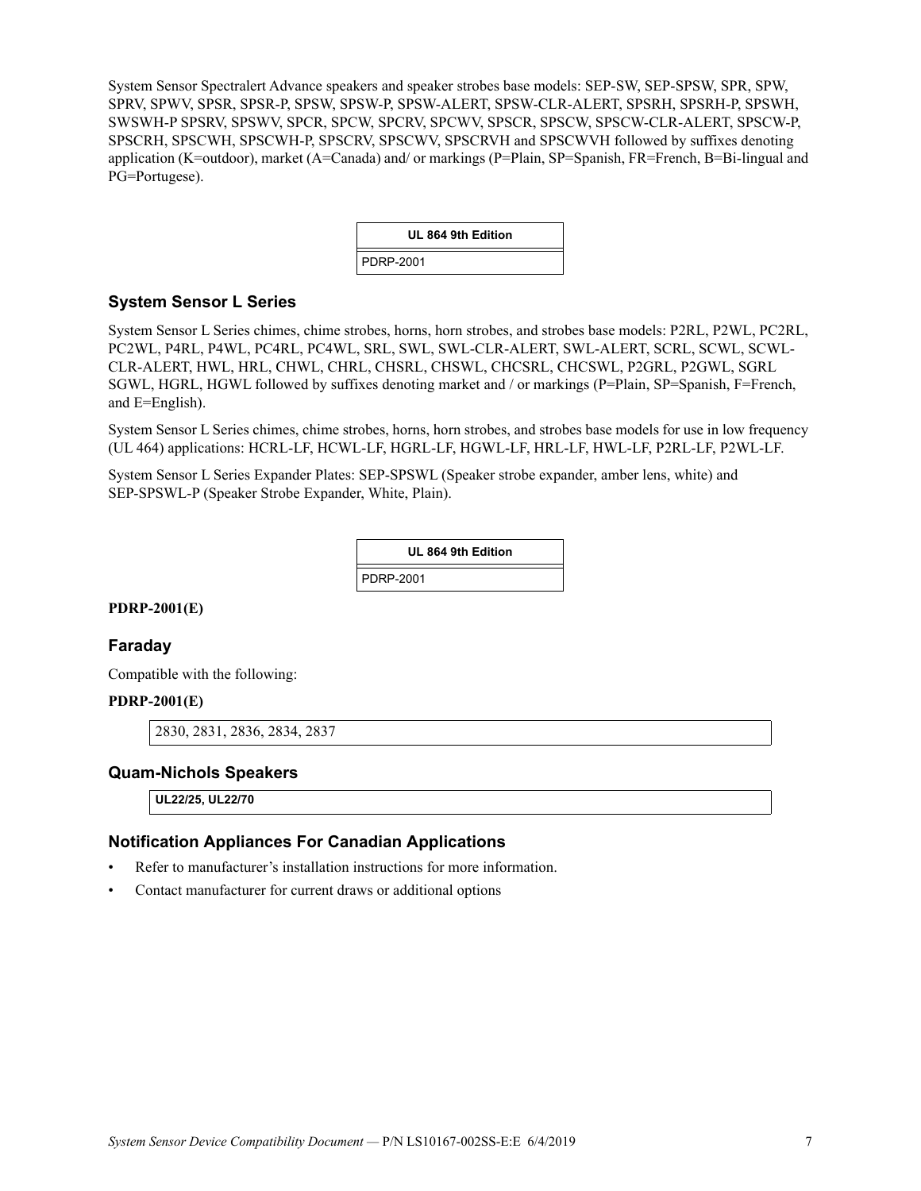System Sensor Spectralert Advance speakers and speaker strobes base models: SEP-SW, SEP-SPSW, SPR, SPW, SPRV, SPWV, SPSR, SPSR-P, SPSW, SPSW-P, SPSW-ALERT, SPSW-CLR-ALERT, SPSRH, SPSRH-P, SPSWH, SWSWH-P SPSRV, SPSWV, SPCR, SPCW, SPCRV, SPCWV, SPSCR, SPSCW, SPSCW-CLR-ALERT, SPSCW-P, SPSCRH, SPSCWH, SPSCWH-P, SPSCRV, SPSCWV, SPSCRVH and SPSCWVH followed by suffixes denoting application (K=outdoor), market (A=Canada) and/ or markings (P=Plain, SP=Spanish, FR=French, B=Bi-lingual and PG=Portugese).

| UL 864 9th Edition |
|---|
| PDRP-2001 |

### System Sensor L Series

System Sensor L Series chimes, chime strobes, horns, horn strobes, and strobes base models: P2RL, P2WL, PC2RL, PC2WL, P4RL, P4WL, PC4RL, PC4WL, SRL, SWL, SWL-CLR-ALERT, SWL-ALERT, SCRL, SCWL, SCWL-CLR-ALERT, HWL, HRL, CHWL, CHRL, CHSRL, CHSWL, CHCSRL, CHCSWL, P2GRL, P2GWL, SGRL SGWL, HGRL, HGWL followed by suffixes denoting market and / or markings (P=Plain, SP=Spanish, F=French, and E=English).

System Sensor L Series chimes, chime strobes, horns, horn strobes, and strobes base models for use in low frequency (UL 464) applications: HCRL-LF, HCWL-LF, HGRL-LF, HGWL-LF, HRL-LF, HWL-LF, P2RL-LF, P2WL-LF.

System Sensor L Series Expander Plates: SEP-SPSWL (Speaker strobe expander, amber lens, white) and SEP-SPSWL-P (Speaker Strobe Expander, White, Plain).

| UL 864 9th Edition |
|---|
| PDRP-2001 |

**PDRP-2001(E)**

### Faraday

Compatible with the following:

**PDRP-2001(E)**

| 2830, 2831, 2836, 2834, 2837 |
|---|

### Quam-Nichols Speakers

| UL22/25, UL22/70 |
|---|

### Notification Appliances For Canadian Applications

- Refer to manufacturer's installation instructions for more information.
- Contact manufacturer for current draws or additional options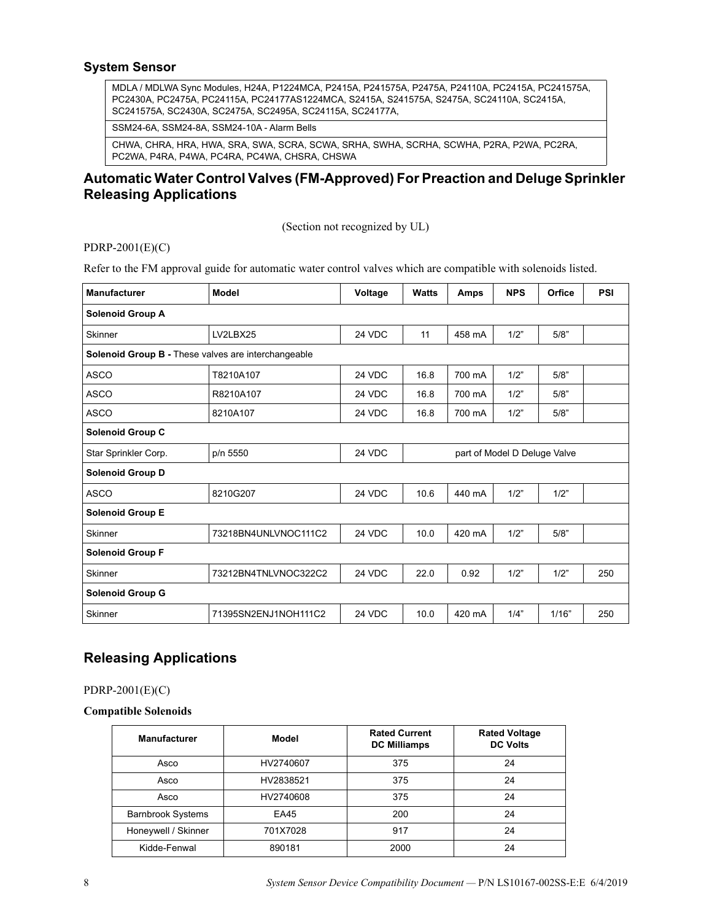### System Sensor

| MDLA / MDLWA Sync Modules, H24A, P1224MCA, P2415A, P241575A, P2475A, P24110A, PC2415A, PC241575A, PC2430A, PC2475A, PC24115A, PC24177AS1224MCA, S2415A, S241575A, S2475A, SC24110A, SC2415A, SC241575A, SC2430A, SC2475A, SC2495A, SC24115A, SC24177A, |
|---|
| SSM24-6A, SSM24-8A, SSM24-10A - Alarm Bells |
| CHWA, CHRA, HRA, HWA, SRA, SWA, SCRA, SCWA, SRHA, SWHA, SCRHA, SCWHA, P2RA, P2WA, PC2RA, PC2WA, P4RA, P4WA, PC4RA, PC4WA, CHSRA, CHSWA |

## Automatic Water Control Valves (FM-Approved) For Preaction and Deluge Sprinkler Releasing Applications

(Section not recognized by UL)

PDRP-2001(E)(C)

Refer to the FM approval guide for automatic water control valves which are compatible with solenoids listed.

| Manufacturer | Model | Voltage | Watts | Amps | NPS | Office | PSI |
|---|---|---|---|---|---|---|---|
| **Solenoid Group A** | | | | | | | |
| Skinner | LV2LBX25 | 24 VDC | 11 | 458 mA | 1/2" | 5/8" | |
| **Solenoid Group B -** These valves are interchangeable | | | | | | | |
| ASCO | T8210A107 | 24 VDC | 16.8 | 700 mA | 1/2" | 5/8" | |
| ASCO | R8210A107 | 24 VDC | 16.8 | 700 mA | 1/2" | 5/8" | |
| ASCO | 8210A107 | 24 VDC | 16.8 | 700 mA | 1/2" | 5/8" | |
| **Solenoid Group C** | | | | | | | |
| Star Sprinkler Corp. | p/n 5550 | 24 VDC | part of Model D Deluge Valve | | | | |
| **Solenoid Group D** | | | | | | | |
| ASCO | 8210G207 | 24 VDC | 10.6 | 440 mA | 1/2" | 1/2" | |
| **Solenoid Group E** | | | | | | | |
| Skinner | 73218BN4UNLVNOC111C2 | 24 VDC | 10.0 | 420 mA | 1/2" | 5/8" | |
| **Solenoid Group F** | | | | | | | |
| Skinner | 73212BN4TNLVNOC322C2 | 24 VDC | 22.0 | 0.92 | 1/2" | 1/2" | 250 |
| **Solenoid Group G** | | | | | | | |
| Skinner | 71395SN2ENJ1NOH111C2 | 24 VDC | 10.0 | 420 mA | 1/4" | 1/16" | 250 |

## Releasing Applications

PDRP-2001(E)(C)

**Compatible Solenoids**

| Manufacturer | Model | Rated Current DC Milliamps | Rated Voltage DC Volts |
|---|---|---|---|
| Asco | HV2740607 | 375 | 24 |
| Asco | HV2838521 | 375 | 24 |
| Asco | HV2740608 | 375 | 24 |
| Barnbrook Systems | EA45 | 200 | 24 |
| Honeywell / Skinner | 701X7028 | 917 | 24 |
| Kidde-Fenwal | 890181 | 2000 | 24 |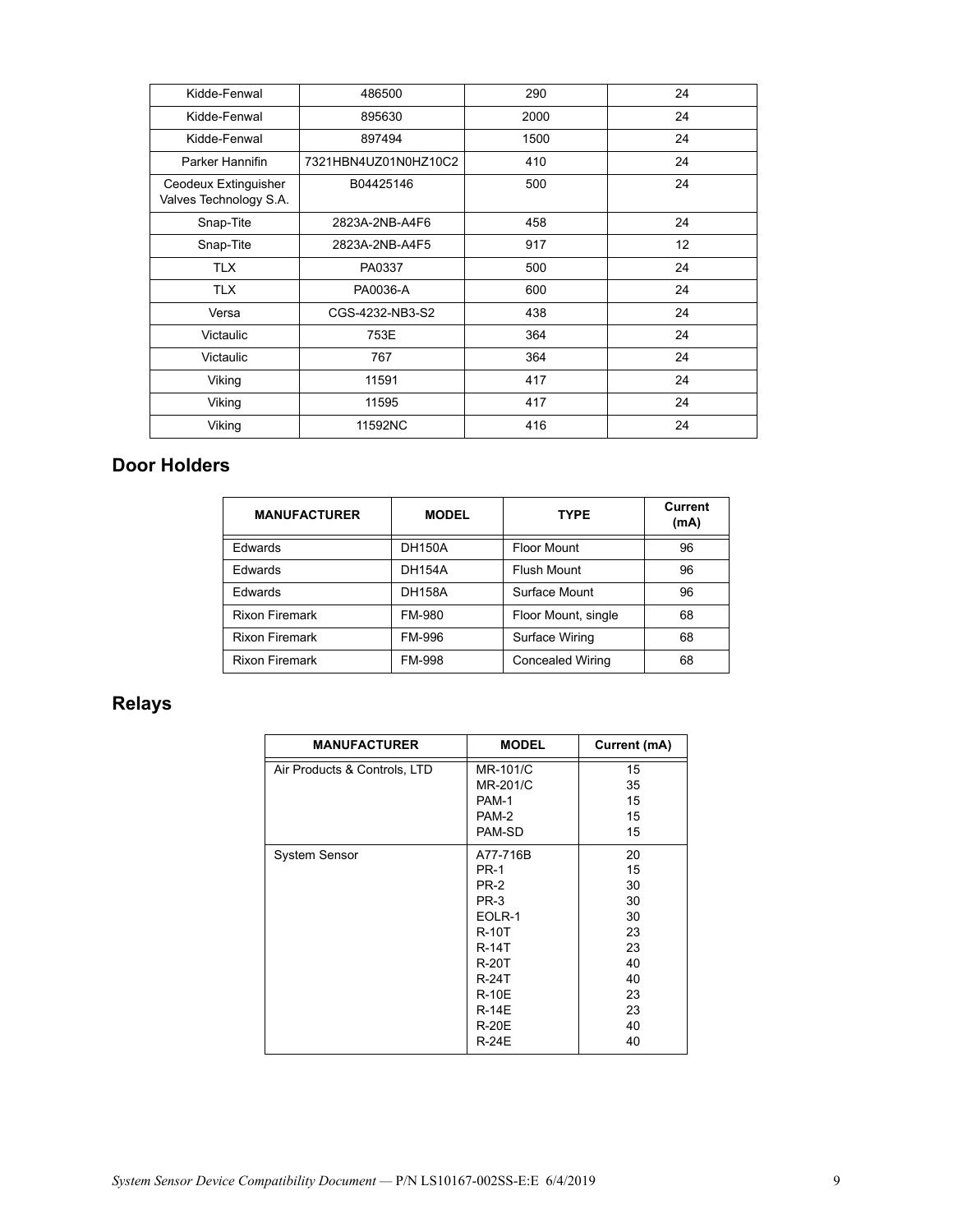| | | | |
|---|---|---|---|
| Kidde-Fenwal | 486500 | 290 | 24 |
| Kidde-Fenwal | 895630 | 2000 | 24 |
| Kidde-Fenwal | 897494 | 1500 | 24 |
| Parker Hannifin | 7321HBN4UZ01N0HZ10C2 | 410 | 24 |
| Ceodeux Extinguisher Valves Technology S.A. | B04425146 | 500 | 24 |
| Snap-Tite | 2823A-2NB-A4F6 | 458 | 24 |
| Snap-Tite | 2823A-2NB-A4F5 | 917 | 12 |
| TLX | PA0337 | 500 | 24 |
| TLX | PA0036-A | 600 | 24 |
| Versa | CGS-4232-NB3-S2 | 438 | 24 |
| Victaulic | 753E | 364 | 24 |
| Victaulic | 767 | 364 | 24 |
| Viking | 11591 | 417 | 24 |
| Viking | 11595 | 417 | 24 |
| Viking | 11592NC | 416 | 24 |

## Door Holders

| MANUFACTURER | MODEL | TYPE | Current (mA) |
|---|---|---|---|
| Edwards | DH150A | Floor Mount | 96 |
| Edwards | DH154A | Flush Mount | 96 |
| Edwards | DH158A | Surface Mount | 96 |
| Rixon Firemark | FM-980 | Floor Mount, single | 68 |
| Rixon Firemark | FM-996 | Surface Wiring | 68 |
| Rixon Firemark | FM-998 | Concealed Wiring | 68 |

## Relays

| MANUFACTURER | MODEL | Current (mA) |
|---|---|---|
| Air Products & Controls, LTD | MR-101/C | 15 |
| | MR-201/C | 35 |
| | PAM-1 | 15 |
| | PAM-2 | 15 |
| | PAM-SD | 15 |
| System Sensor | A77-716B | 20 |
| | PR-1 | 15 |
| | PR-2 | 30 |
| | PR-3 | 30 |
| | EOLR-1 | 30 |
| | R-10T | 23 |
| | R-14T | 23 |
| | R-20T | 40 |
| | R-24T | 40 |
| | R-10E | 23 |
| | R-14E | 23 |
| | R-20E | 40 |
| | R-24E | 40 |